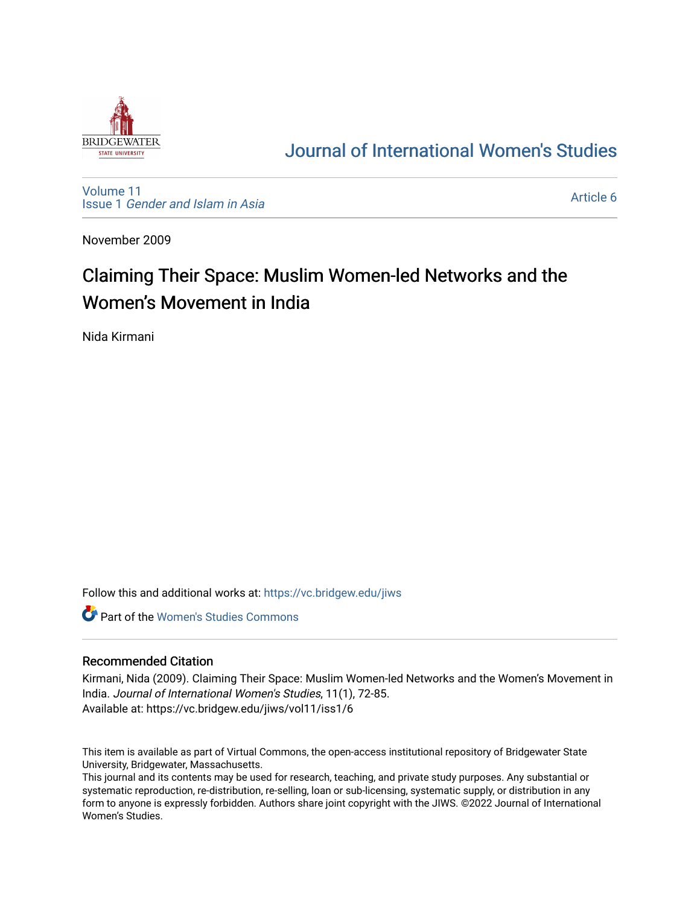# Journal of International Women's Studies

Volume 11
Issue 1 *Gender and Islam in Asia*

Article 6

November 2009

## Claiming Their Space: Muslim Women-led Networks and the Women's Movement in India

Nida Kirmani

Follow this and additional works at: https://vc.bridgew.edu/jiws

Part of the Women's Studies Commons

### Recommended Citation

Kirmani, Nida (2009). Claiming Their Space: Muslim Women-led Networks and the Women's Movement in India. *Journal of International Women's Studies*, 11(1), 72-85.
Available at: https://vc.bridgew.edu/jiws/vol11/iss1/6

This item is available as part of Virtual Commons, the open-access institutional repository of Bridgewater State University, Bridgewater, Massachusetts.
This journal and its contents may be used for research, teaching, and private study purposes. Any substantial or systematic reproduction, re-distribution, re-selling, loan or sub-licensing, systematic supply, or distribution in any form to anyone is expressly forbidden. Authors share joint copyright with the JIWS. ©2022 Journal of International Women's Studies.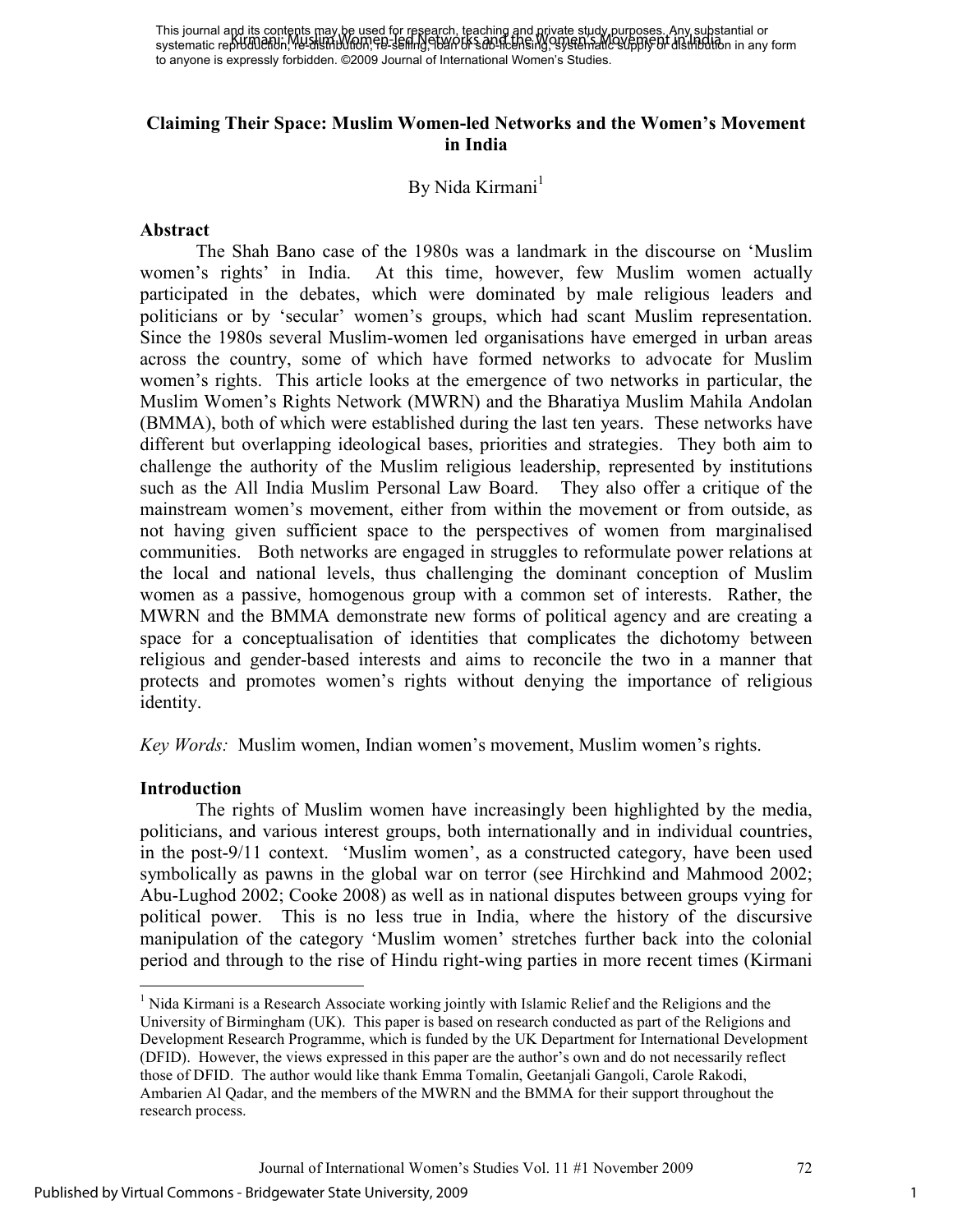# Claiming Their Space: Muslim Women-led Networks and the Women's Movement in India

By Nida Kirmani[1]

## Abstract

The Shah Bano case of the 1980s was a landmark in the discourse on 'Muslim women's rights' in India. At this time, however, few Muslim women actually participated in the debates, which were dominated by male religious leaders and politicians or by 'secular' women's groups, which had scant Muslim representation. Since the 1980s several Muslim-women led organisations have emerged in urban areas across the country, some of which have formed networks to advocate for Muslim women's rights. This article looks at the emergence of two networks in particular, the Muslim Women's Rights Network (MWRN) and the Bharatiya Muslim Mahila Andolan (BMMA), both of which were established during the last ten years. These networks have different but overlapping ideological bases, priorities and strategies. They both aim to challenge the authority of the Muslim religious leadership, represented by institutions such as the All India Muslim Personal Law Board. They also offer a critique of the mainstream women's movement, either from within the movement or from outside, as not having given sufficient space to the perspectives of women from marginalised communities. Both networks are engaged in struggles to reformulate power relations at the local and national levels, thus challenging the dominant conception of Muslim women as a passive, homogenous group with a common set of interests. Rather, the MWRN and the BMMA demonstrate new forms of political agency and are creating a space for a conceptualisation of identities that complicates the dichotomy between religious and gender-based interests and aims to reconcile the two in a manner that protects and promotes women's rights without denying the importance of religious identity.

*Key Words:* Muslim women, Indian women's movement, Muslim women's rights.

## Introduction

The rights of Muslim women have increasingly been highlighted by the media, politicians, and various interest groups, both internationally and in individual countries, in the post-9/11 context. 'Muslim women', as a constructed category, have been used symbolically as pawns in the global war on terror (see Hirchkind and Mahmood 2002; Abu-Lughod 2002; Cooke 2008) as well as in national disputes between groups vying for political power. This is no less true in India, where the history of the discursive manipulation of the category 'Muslim women' stretches further back into the colonial period and through to the rise of Hindu right-wing parties in more recent times (Kirmani

---

[1] Nida Kirmani is a Research Associate working jointly with Islamic Relief and the Religions and the University of Birmingham (UK). This paper is based on research conducted as part of the Religions and Development Research Programme, which is funded by the UK Department for International Development (DFID). However, the views expressed in this paper are the author's own and do not necessarily reflect those of DFID. The author would like thank Emma Tomalin, Geetanjali Gangoli, Carole Rakodi, Ambarien Al Qadar, and the members of the MWRN and the BMMA for their support throughout the research process.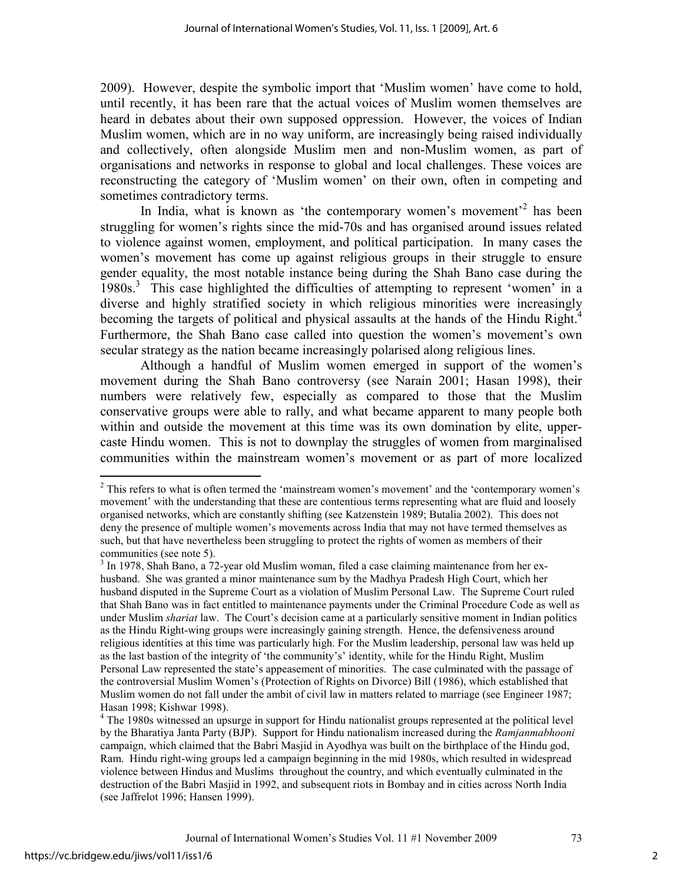2009). However, despite the symbolic import that 'Muslim women' have come to hold, until recently, it has been rare that the actual voices of Muslim women themselves are heard in debates about their own supposed oppression. However, the voices of Indian Muslim women, which are in no way uniform, are increasingly being raised individually and collectively, often alongside Muslim men and non-Muslim women, as part of organisations and networks in response to global and local challenges. These voices are reconstructing the category of 'Muslim women' on their own, often in competing and sometimes contradictory terms.

In India, what is known as 'the contemporary women's movement'[2] has been struggling for women's rights since the mid-70s and has organised around issues related to violence against women, employment, and political participation. In many cases the women's movement has come up against religious groups in their struggle to ensure gender equality, the most notable instance being during the Shah Bano case during the 1980s.[3] This case highlighted the difficulties of attempting to represent 'women' in a diverse and highly stratified society in which religious minorities were increasingly becoming the targets of political and physical assaults at the hands of the Hindu Right.[4] Furthermore, the Shah Bano case called into question the women's movement's own secular strategy as the nation became increasingly polarised along religious lines.

Although a handful of Muslim women emerged in support of the women's movement during the Shah Bano controversy (see Narain 2001; Hasan 1998), their numbers were relatively few, especially as compared to those that the Muslim conservative groups were able to rally, and what became apparent to many people both within and outside the movement at this time was its own domination by elite, upper-caste Hindu women. This is not to downplay the struggles of women from marginalised communities within the mainstream women's movement or as part of more localized

---

[2] This refers to what is often termed the 'mainstream women's movement' and the 'contemporary women's movement' with the understanding that these are contentious terms representing what are fluid and loosely organised networks, which are constantly shifting (see Katzenstein 1989; Butalia 2002). This does not deny the presence of multiple women's movements across India that may not have termed themselves as such, but that have nevertheless been struggling to protect the rights of women as members of their communities (see note 5).

[3] In 1978, Shah Bano, a 72-year old Muslim woman, filed a case claiming maintenance from her ex-husband. She was granted a minor maintenance sum by the Madhya Pradesh High Court, which her husband disputed in the Supreme Court as a violation of Muslim Personal Law. The Supreme Court ruled that Shah Bano was in fact entitled to maintenance payments under the Criminal Procedure Code as well as under Muslim *shariat* law. The Court's decision came at a particularly sensitive moment in Indian politics as the Hindu Right-wing groups were increasingly gaining strength. Hence, the defensiveness around religious identities at this time was particularly high. For the Muslim leadership, personal law was held up as the last bastion of the integrity of 'the community's' identity, while for the Hindu Right, Muslim Personal Law represented the state's appeasement of minorities. The case culminated with the passage of the controversial Muslim Women's (Protection of Rights on Divorce) Bill (1986), which established that Muslim women do not fall under the ambit of civil law in matters related to marriage (see Engineer 1987; Hasan 1998; Kishwar 1998).

[4] The 1980s witnessed an upsurge in support for Hindu nationalist groups represented at the political level by the Bharatiya Janta Party (BJP). Support for Hindu nationalism increased during the *Ramjanmabhooni* campaign, which claimed that the Babri Masjid in Ayodhya was built on the birthplace of the Hindu god, Ram. Hindu right-wing groups led a campaign beginning in the mid 1980s, which resulted in widespread violence between Hindus and Muslims throughout the country, and which eventually culminated in the destruction of the Babri Masjid in 1992, and subsequent riots in Bombay and in cities across North India (see Jaffrelot 1996; Hansen 1999).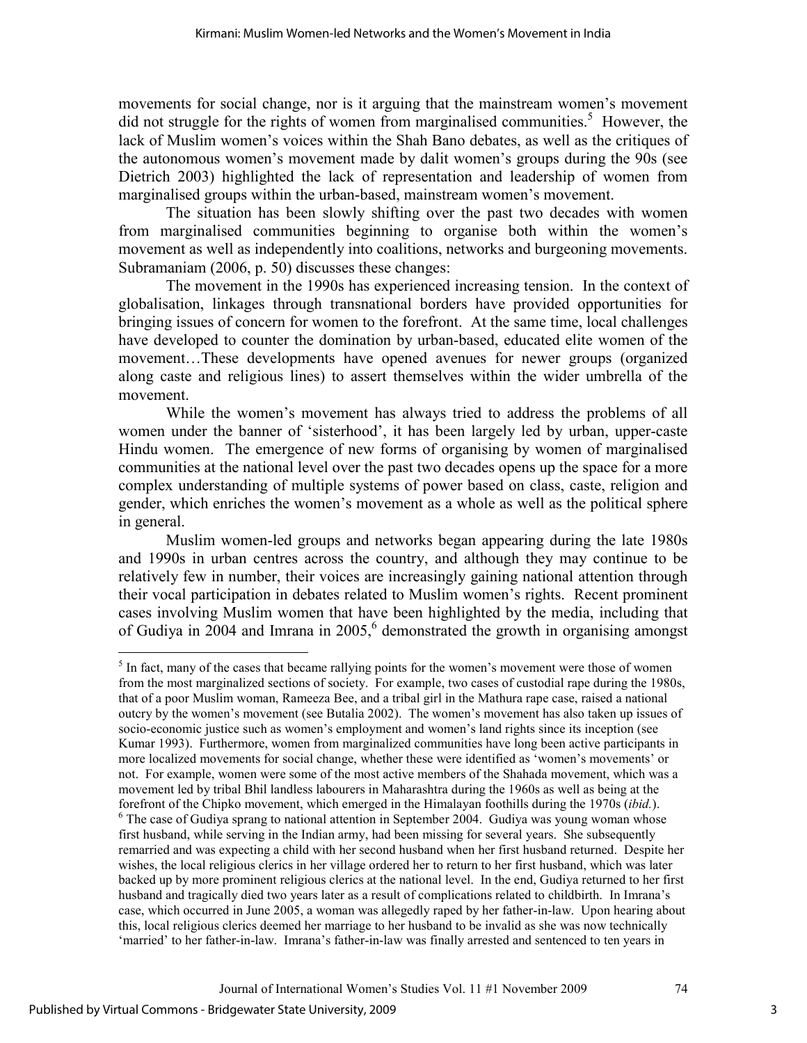movements for social change, nor is it arguing that the mainstream women's movement did not struggle for the rights of women from marginalised communities.[5] However, the lack of Muslim women's voices within the Shah Bano debates, as well as the critiques of the autonomous women's movement made by dalit women's groups during the 90s (see Dietrich 2003) highlighted the lack of representation and leadership of women from marginalised groups within the urban-based, mainstream women's movement.

The situation has been slowly shifting over the past two decades with women from marginalised communities beginning to organise both within the women's movement as well as independently into coalitions, networks and burgeoning movements. Subramaniam (2006, p. 50) discusses these changes:

> The movement in the 1990s has experienced increasing tension. In the context of globalisation, linkages through transnational borders have provided opportunities for bringing issues of concern for women to the forefront. At the same time, local challenges have developed to counter the domination by urban-based, educated elite women of the movement…These developments have opened avenues for newer groups (organized along caste and religious lines) to assert themselves within the wider umbrella of the movement.

While the women's movement has always tried to address the problems of all women under the banner of 'sisterhood', it has been largely led by urban, upper-caste Hindu women. The emergence of new forms of organising by women of marginalised communities at the national level over the past two decades opens up the space for a more complex understanding of multiple systems of power based on class, caste, religion and gender, which enriches the women's movement as a whole as well as the political sphere in general.

Muslim women-led groups and networks began appearing during the late 1980s and 1990s in urban centres across the country, and although they may continue to be relatively few in number, their voices are increasingly gaining national attention through their vocal participation in debates related to Muslim women's rights. Recent prominent cases involving Muslim women that have been highlighted by the media, including that of Gudiya in 2004 and Imrana in 2005,[6] demonstrated the growth in organising amongst

---

[5] In fact, many of the cases that became rallying points for the women's movement were those of women from the most marginalized sections of society. For example, two cases of custodial rape during the 1980s, that of a poor Muslim woman, Rameeza Bee, and a tribal girl in the Mathura rape case, raised a national outcry by the women's movement (see Butalia 2002). The women's movement has also taken up issues of socio-economic justice such as women's employment and women's land rights since its inception (see Kumar 1993). Furthermore, women from marginalized communities have long been active participants in more localized movements for social change, whether these were identified as 'women's movements' or not. For example, women were some of the most active members of the Shahada movement, which was a movement led by tribal Bhil landless labourers in Maharashtra during the 1960s as well as being at the forefront of the Chipko movement, which emerged in the Himalayan foothills during the 1970s (*ibid.*).

[6] The case of Gudiya sprang to national attention in September 2004. Gudiya was young woman whose first husband, while serving in the Indian army, had been missing for several years. She subsequently remarried and was expecting a child with her second husband when her first husband returned. Despite her wishes, the local religious clerics in her village ordered her to return to her first husband, which was later backed up by more prominent religious clerics at the national level. In the end, Gudiya returned to her first husband and tragically died two years later as a result of complications related to childbirth. In Imrana's case, which occurred in June 2005, a woman was allegedly raped by her father-in-law. Upon hearing about this, local religious clerics deemed her marriage to her husband to be invalid as she was now technically 'married' to her father-in-law. Imrana's father-in-law was finally arrested and sentenced to ten years in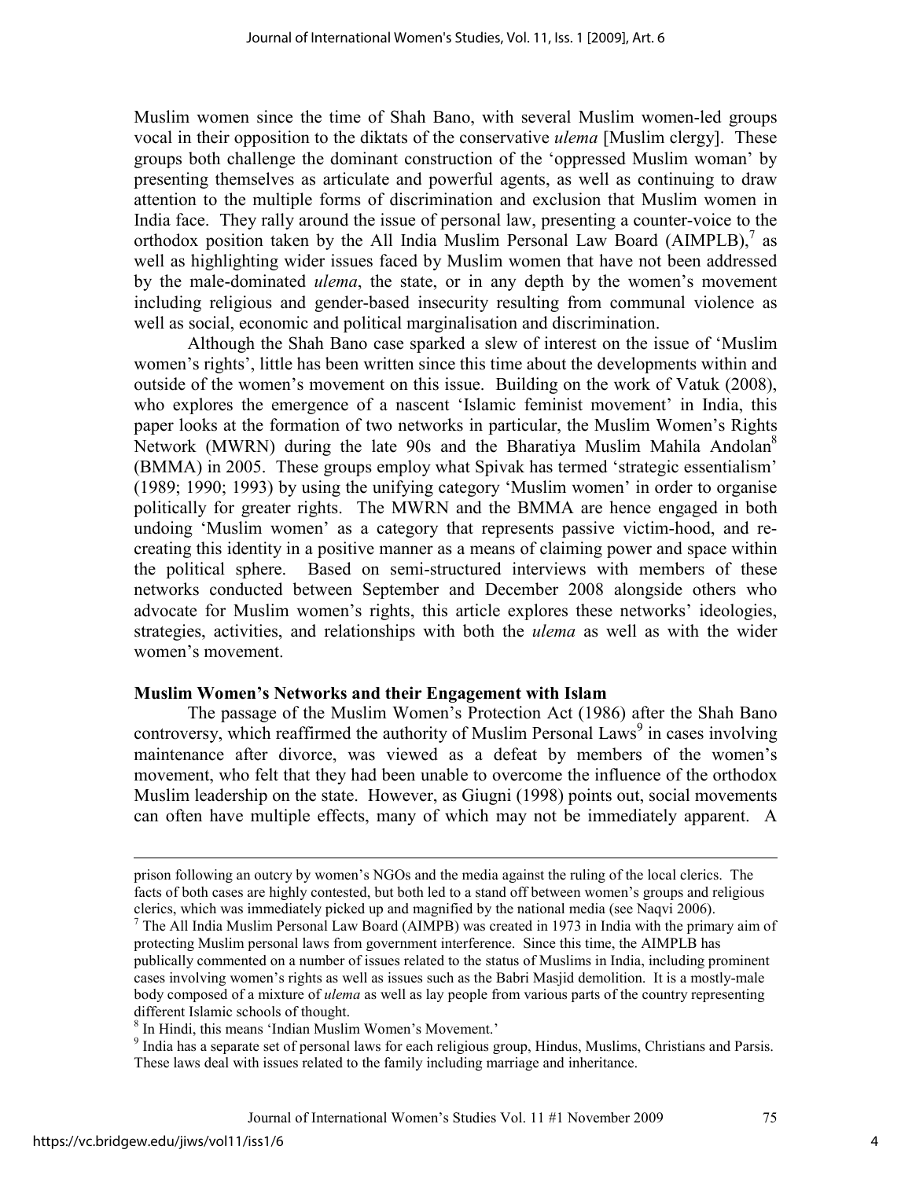Muslim women since the time of Shah Bano, with several Muslim women-led groups vocal in their opposition to the diktats of the conservative *ulema* [Muslim clergy]. These groups both challenge the dominant construction of the 'oppressed Muslim woman' by presenting themselves as articulate and powerful agents, as well as continuing to draw attention to the multiple forms of discrimination and exclusion that Muslim women in India face. They rally around the issue of personal law, presenting a counter-voice to the orthodox position taken by the All India Muslim Personal Law Board (AIMPLB),[7] as well as highlighting wider issues faced by Muslim women that have not been addressed by the male-dominated *ulema*, the state, or in any depth by the women's movement including religious and gender-based insecurity resulting from communal violence as well as social, economic and political marginalisation and discrimination.

Although the Shah Bano case sparked a slew of interest on the issue of 'Muslim women's rights', little has been written since this time about the developments within and outside of the women's movement on this issue. Building on the work of Vatuk (2008), who explores the emergence of a nascent 'Islamic feminist movement' in India, this paper looks at the formation of two networks in particular, the Muslim Women's Rights Network (MWRN) during the late 90s and the Bharatiya Muslim Mahila Andolan[8] (BMMA) in 2005. These groups employ what Spivak has termed 'strategic essentialism' (1989; 1990; 1993) by using the unifying category 'Muslim women' in order to organise politically for greater rights. The MWRN and the BMMA are hence engaged in both undoing 'Muslim women' as a category that represents passive victim-hood, and re-creating this identity in a positive manner as a means of claiming power and space within the political sphere. Based on semi-structured interviews with members of these networks conducted between September and December 2008 alongside others who advocate for Muslim women's rights, this article explores these networks' ideologies, strategies, activities, and relationships with both the *ulema* as well as with the wider women's movement.

## Muslim Women's Networks and their Engagement with Islam

The passage of the Muslim Women's Protection Act (1986) after the Shah Bano controversy, which reaffirmed the authority of Muslim Personal Laws[9] in cases involving maintenance after divorce, was viewed as a defeat by members of the women's movement, who felt that they had been unable to overcome the influence of the orthodox Muslim leadership on the state. However, as Giugni (1998) points out, social movements can often have multiple effects, many of which may not be immediately apparent. A

---

prison following an outcry by women's NGOs and the media against the ruling of the local clerics. The facts of both cases are highly contested, but both led to a stand off between women's groups and religious clerics, which was immediately picked up and magnified by the national media (see Naqvi 2006).

[7] The All India Muslim Personal Law Board (AIMPB) was created in 1973 in India with the primary aim of protecting Muslim personal laws from government interference. Since this time, the AIMPLB has publically commented on a number of issues related to the status of Muslims in India, including prominent cases involving women's rights as well as issues such as the Babri Masjid demolition. It is a mostly-male body composed of a mixture of *ulema* as well as lay people from various parts of the country representing different Islamic schools of thought.

[8] In Hindi, this means 'Indian Muslim Women's Movement.'

[9] India has a separate set of personal laws for each religious group, Hindus, Muslims, Christians and Parsis. These laws deal with issues related to the family including marriage and inheritance.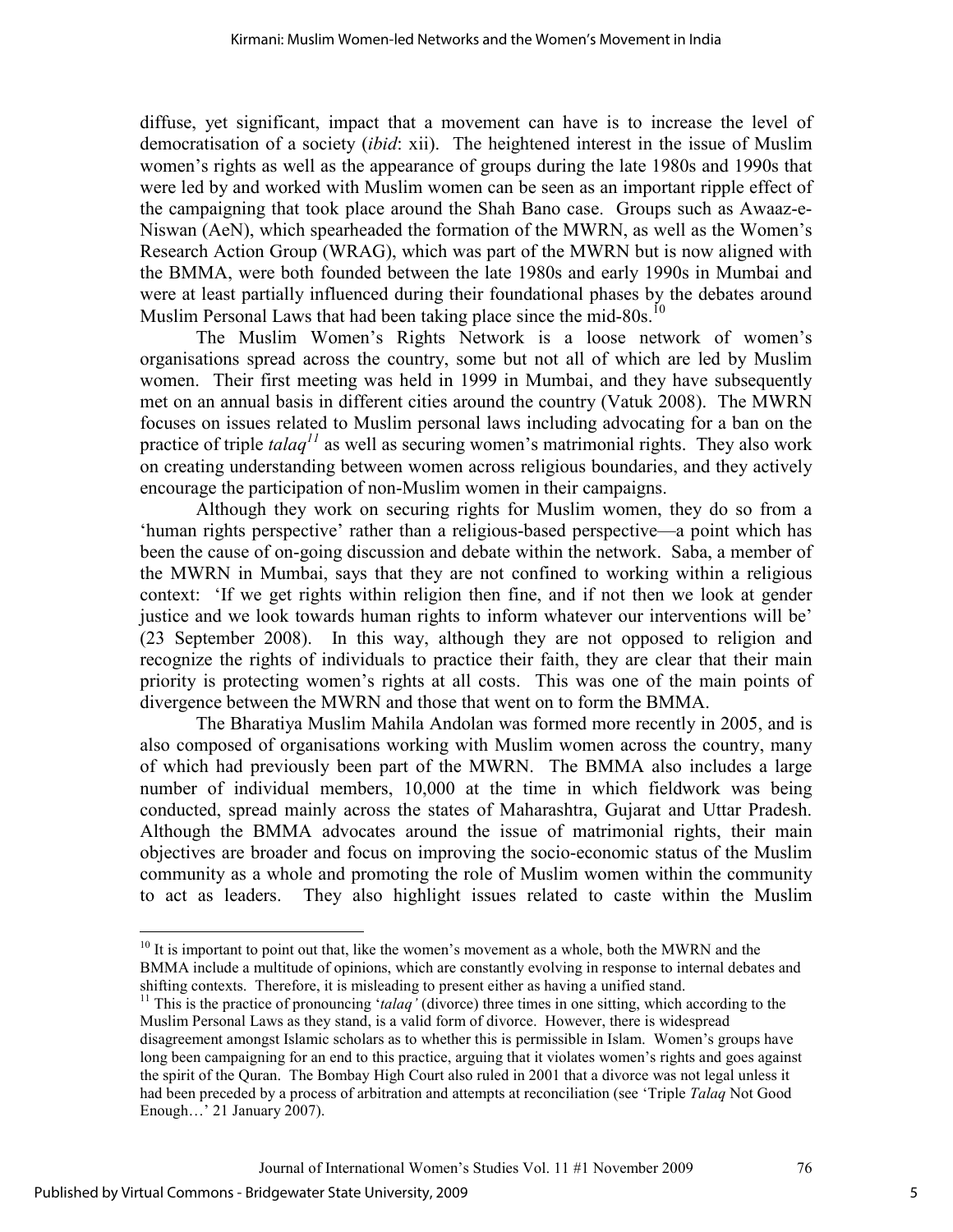diffuse, yet significant, impact that a movement can have is to increase the level of democratisation of a society (*ibid*: xii). The heightened interest in the issue of Muslim women's rights as well as the appearance of groups during the late 1980s and 1990s that were led by and worked with Muslim women can be seen as an important ripple effect of the campaigning that took place around the Shah Bano case. Groups such as Awaaz-e-Niswan (AeN), which spearheaded the formation of the MWRN, as well as the Women's Research Action Group (WRAG), which was part of the MWRN but is now aligned with the BMMA, were both founded between the late 1980s and early 1990s in Mumbai and were at least partially influenced during their foundational phases by the debates around Muslim Personal Laws that had been taking place since the mid-80s.[10]

The Muslim Women's Rights Network is a loose network of women's organisations spread across the country, some but not all of which are led by Muslim women. Their first meeting was held in 1999 in Mumbai, and they have subsequently met on an annual basis in different cities around the country (Vatuk 2008). The MWRN focuses on issues related to Muslim personal laws including advocating for a ban on the practice of triple *talaq*[11] as well as securing women's matrimonial rights. They also work on creating understanding between women across religious boundaries, and they actively encourage the participation of non-Muslim women in their campaigns.

Although they work on securing rights for Muslim women, they do so from a 'human rights perspective' rather than a religious-based perspective—a point which has been the cause of on-going discussion and debate within the network. Saba, a member of the MWRN in Mumbai, says that they are not confined to working within a religious context: 'If we get rights within religion then fine, and if not then we look at gender justice and we look towards human rights to inform whatever our interventions will be' (23 September 2008). In this way, although they are not opposed to religion and recognize the rights of individuals to practice their faith, they are clear that their main priority is protecting women's rights at all costs. This was one of the main points of divergence between the MWRN and those that went on to form the BMMA.

The Bharatiya Muslim Mahila Andolan was formed more recently in 2005, and is also composed of organisations working with Muslim women across the country, many of which had previously been part of the MWRN. The BMMA also includes a large number of individual members, 10,000 at the time in which fieldwork was being conducted, spread mainly across the states of Maharashtra, Gujarat and Uttar Pradesh. Although the BMMA advocates around the issue of matrimonial rights, their main objectives are broader and focus on improving the socio-economic status of the Muslim community as a whole and promoting the role of Muslim women within the community to act as leaders. They also highlight issues related to caste within the Muslim

---

[10] It is important to point out that, like the women's movement as a whole, both the MWRN and the BMMA include a multitude of opinions, which are constantly evolving in response to internal debates and shifting contexts. Therefore, it is misleading to present either as having a unified stand.

[11] This is the practice of pronouncing '*talaq'* (divorce) three times in one sitting, which according to the Muslim Personal Laws as they stand, is a valid form of divorce. However, there is widespread disagreement amongst Islamic scholars as to whether this is permissible in Islam. Women's groups have long been campaigning for an end to this practice, arguing that it violates women's rights and goes against the spirit of the Quran. The Bombay High Court also ruled in 2001 that a divorce was not legal unless it had been preceded by a process of arbitration and attempts at reconciliation (see 'Triple *Talaq* Not Good Enough…' 21 January 2007).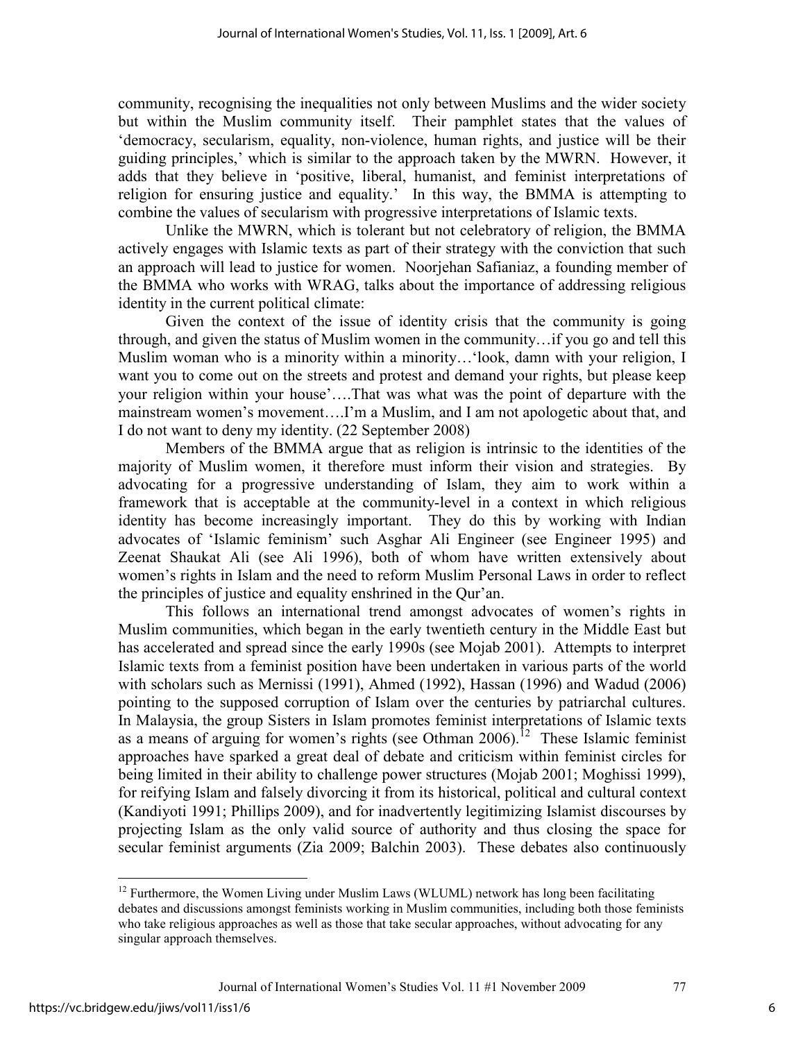community, recognising the inequalities not only between Muslims and the wider society but within the Muslim community itself. Their pamphlet states that the values of 'democracy, secularism, equality, non-violence, human rights, and justice will be their guiding principles,' which is similar to the approach taken by the MWRN. However, it adds that they believe in 'positive, liberal, humanist, and feminist interpretations of religion for ensuring justice and equality.' In this way, the BMMA is attempting to combine the values of secularism with progressive interpretations of Islamic texts.

Unlike the MWRN, which is tolerant but not celebratory of religion, the BMMA actively engages with Islamic texts as part of their strategy with the conviction that such an approach will lead to justice for women. Noorjehan Safianiaz, a founding member of the BMMA who works with WRAG, talks about the importance of addressing religious identity in the current political climate:

Given the context of the issue of identity crisis that the community is going through, and given the status of Muslim women in the community…if you go and tell this Muslim woman who is a minority within a minority…'look, damn with your religion, I want you to come out on the streets and protest and demand your rights, but please keep your religion within your house'….That was what was the point of departure with the mainstream women's movement….I'm a Muslim, and I am not apologetic about that, and I do not want to deny my identity. (22 September 2008)

Members of the BMMA argue that as religion is intrinsic to the identities of the majority of Muslim women, it therefore must inform their vision and strategies. By advocating for a progressive understanding of Islam, they aim to work within a framework that is acceptable at the community-level in a context in which religious identity has become increasingly important. They do this by working with Indian advocates of 'Islamic feminism' such Asghar Ali Engineer (see Engineer 1995) and Zeenat Shaukat Ali (see Ali 1996), both of whom have written extensively about women's rights in Islam and the need to reform Muslim Personal Laws in order to reflect the principles of justice and equality enshrined in the Qur'an.

This follows an international trend amongst advocates of women's rights in Muslim communities, which began in the early twentieth century in the Middle East but has accelerated and spread since the early 1990s (see Mojab 2001). Attempts to interpret Islamic texts from a feminist position have been undertaken in various parts of the world with scholars such as Mernissi (1991), Ahmed (1992), Hassan (1996) and Wadud (2006) pointing to the supposed corruption of Islam over the centuries by patriarchal cultures. In Malaysia, the group Sisters in Islam promotes feminist interpretations of Islamic texts as a means of arguing for women's rights (see Othman 2006).[12] These Islamic feminist approaches have sparked a great deal of debate and criticism within feminist circles for being limited in their ability to challenge power structures (Mojab 2001; Moghissi 1999), for reifying Islam and falsely divorcing it from its historical, political and cultural context (Kandiyoti 1991; Phillips 2009), and for inadvertently legitimizing Islamist discourses by projecting Islam as the only valid source of authority and thus closing the space for secular feminist arguments (Zia 2009; Balchin 2003). These debates also continuously

[12] Furthermore, the Women Living under Muslim Laws (WLUML) network has long been facilitating debates and discussions amongst feminists working in Muslim communities, including both those feminists who take religious approaches as well as those that take secular approaches, without advocating for any singular approach themselves.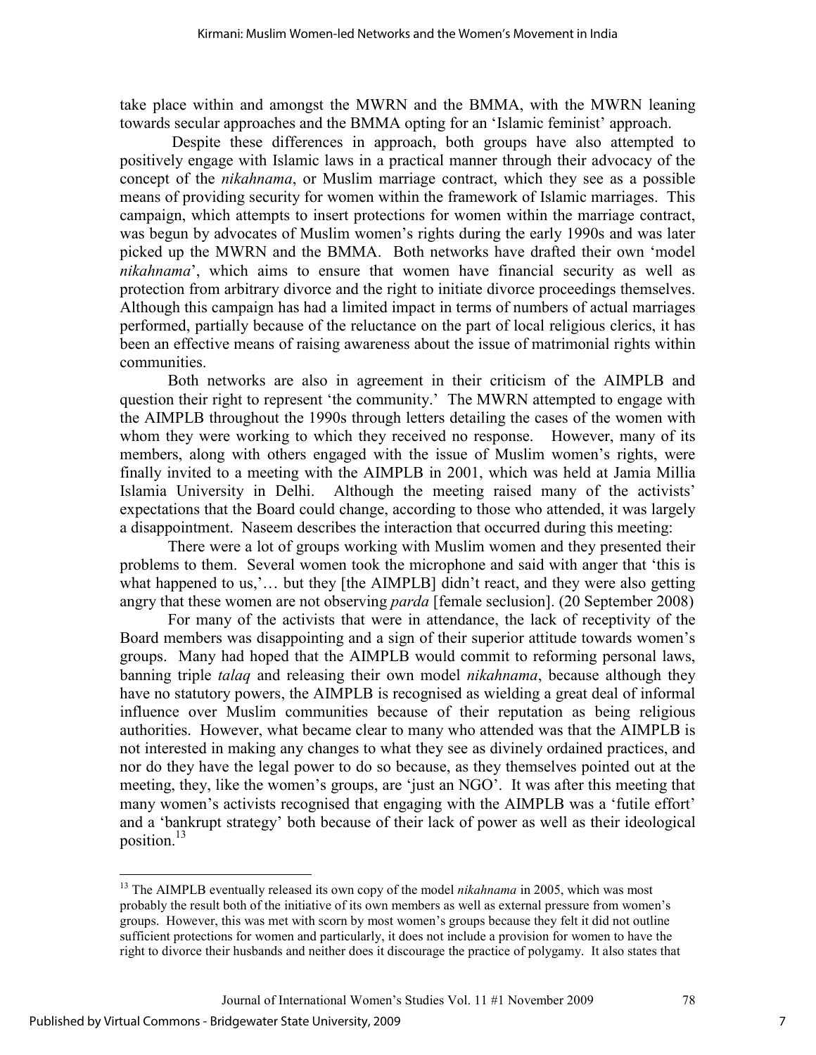take place within and amongst the MWRN and the BMMA, with the MWRN leaning towards secular approaches and the BMMA opting for an 'Islamic feminist' approach.

Despite these differences in approach, both groups have also attempted to positively engage with Islamic laws in a practical manner through their advocacy of the concept of the *nikahnama*, or Muslim marriage contract, which they see as a possible means of providing security for women within the framework of Islamic marriages. This campaign, which attempts to insert protections for women within the marriage contract, was begun by advocates of Muslim women's rights during the early 1990s and was later picked up the MWRN and the BMMA. Both networks have drafted their own 'model *nikahnama*', which aims to ensure that women have financial security as well as protection from arbitrary divorce and the right to initiate divorce proceedings themselves. Although this campaign has had a limited impact in terms of numbers of actual marriages performed, partially because of the reluctance on the part of local religious clerics, it has been an effective means of raising awareness about the issue of matrimonial rights within communities.

Both networks are also in agreement in their criticism of the AIMPLB and question their right to represent 'the community.' The MWRN attempted to engage with the AIMPLB throughout the 1990s through letters detailing the cases of the women with whom they were working to which they received no response. However, many of its members, along with others engaged with the issue of Muslim women's rights, were finally invited to a meeting with the AIMPLB in 2001, which was held at Jamia Millia Islamia University in Delhi. Although the meeting raised many of the activists' expectations that the Board could change, according to those who attended, it was largely a disappointment. Naseem describes the interaction that occurred during this meeting:

There were a lot of groups working with Muslim women and they presented their problems to them. Several women took the microphone and said with anger that 'this is what happened to us,'… but they [the AIMPLB] didn't react, and they were also getting angry that these women are not observing *parda* [female seclusion]. (20 September 2008)

For many of the activists that were in attendance, the lack of receptivity of the Board members was disappointing and a sign of their superior attitude towards women's groups. Many had hoped that the AIMPLB would commit to reforming personal laws, banning triple *talaq* and releasing their own model *nikahnama*, because although they have no statutory powers, the AIMPLB is recognised as wielding a great deal of informal influence over Muslim communities because of their reputation as being religious authorities. However, what became clear to many who attended was that the AIMPLB is not interested in making any changes to what they see as divinely ordained practices, and nor do they have the legal power to do so because, as they themselves pointed out at the meeting, they, like the women's groups, are 'just an NGO'. It was after this meeting that many women's activists recognised that engaging with the AIMPLB was a 'futile effort' and a 'bankrupt strategy' both because of their lack of power as well as their ideological position.[13]

---

[13] The AIMPLB eventually released its own copy of the model *nikahnama* in 2005, which was most probably the result both of the initiative of its own members as well as external pressure from women's groups. However, this was met with scorn by most women's groups because they felt it did not outline sufficient protections for women and particularly, it does not include a provision for women to have the right to divorce their husbands and neither does it discourage the practice of polygamy. It also states that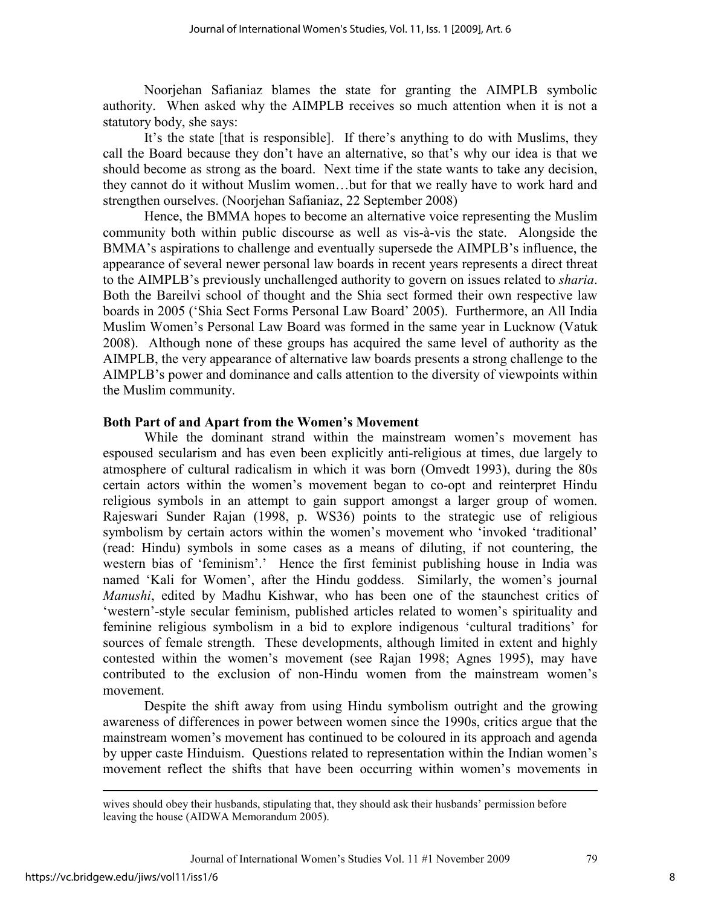Noorjehan Safianiaz blames the state for granting the AIMPLB symbolic authority. When asked why the AIMPLB receives so much attention when it is not a statutory body, she says:

It's the state [that is responsible]. If there's anything to do with Muslims, they call the Board because they don't have an alternative, so that's why our idea is that we should become as strong as the board. Next time if the state wants to take any decision, they cannot do it without Muslim women…but for that we really have to work hard and strengthen ourselves. (Noorjehan Safianiaz, 22 September 2008)

Hence, the BMMA hopes to become an alternative voice representing the Muslim community both within public discourse as well as vis-à-vis the state. Alongside the BMMA's aspirations to challenge and eventually supersede the AIMPLB's influence, the appearance of several newer personal law boards in recent years represents a direct threat to the AIMPLB's previously unchallenged authority to govern on issues related to *sharia*. Both the Bareilvi school of thought and the Shia sect formed their own respective law boards in 2005 ('Shia Sect Forms Personal Law Board' 2005). Furthermore, an All India Muslim Women's Personal Law Board was formed in the same year in Lucknow (Vatuk 2008). Although none of these groups has acquired the same level of authority as the AIMPLB, the very appearance of alternative law boards presents a strong challenge to the AIMPLB's power and dominance and calls attention to the diversity of viewpoints within the Muslim community.

### Both Part of and Apart from the Women's Movement

While the dominant strand within the mainstream women's movement has espoused secularism and has even been explicitly anti-religious at times, due largely to atmosphere of cultural radicalism in which it was born (Omvedt 1993), during the 80s certain actors within the women's movement began to co-opt and reinterpret Hindu religious symbols in an attempt to gain support amongst a larger group of women. Rajeswari Sunder Rajan (1998, p. WS36) points to the strategic use of religious symbolism by certain actors within the women's movement who 'invoked 'traditional' (read: Hindu) symbols in some cases as a means of diluting, if not countering, the western bias of 'feminism'.' Hence the first feminist publishing house in India was named 'Kali for Women', after the Hindu goddess. Similarly, the women's journal *Manushi*, edited by Madhu Kishwar, who has been one of the staunchest critics of 'western'-style secular feminism, published articles related to women's spirituality and feminine religious symbolism in a bid to explore indigenous 'cultural traditions' for sources of female strength. These developments, although limited in extent and highly contested within the women's movement (see Rajan 1998; Agnes 1995), may have contributed to the exclusion of non-Hindu women from the mainstream women's movement.

Despite the shift away from using Hindu symbolism outright and the growing awareness of differences in power between women since the 1990s, critics argue that the mainstream women's movement has continued to be coloured in its approach and agenda by upper caste Hinduism. Questions related to representation within the Indian women's movement reflect the shifts that have been occurring within women's movements in

---

wives should obey their husbands, stipulating that, they should ask their husbands' permission before leaving the house (AIDWA Memorandum 2005).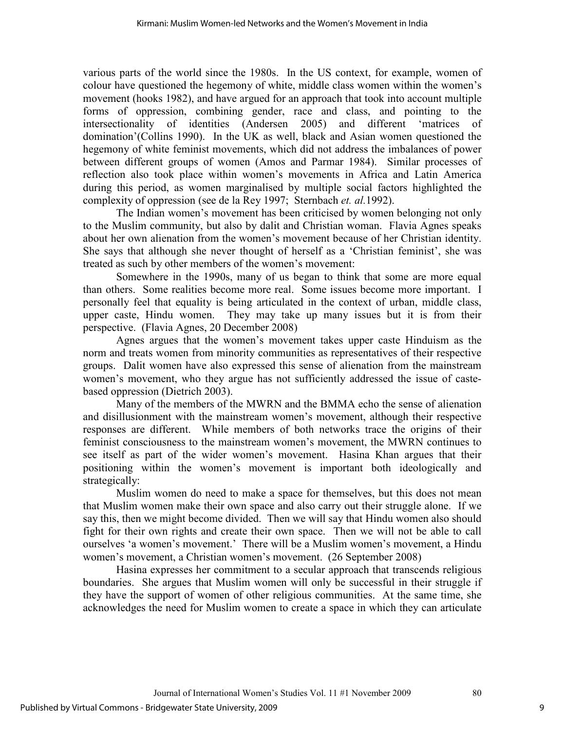various parts of the world since the 1980s. In the US context, for example, women of colour have questioned the hegemony of white, middle class women within the women's movement (hooks 1982), and have argued for an approach that took into account multiple forms of oppression, combining gender, race and class, and pointing to the intersectionality of identities (Andersen 2005) and different 'matrices of domination'(Collins 1990). In the UK as well, black and Asian women questioned the hegemony of white feminist movements, which did not address the imbalances of power between different groups of women (Amos and Parmar 1984). Similar processes of reflection also took place within women's movements in Africa and Latin America during this period, as women marginalised by multiple social factors highlighted the complexity of oppression (see de la Rey 1997; Sternbach *et. al.*1992).

The Indian women's movement has been criticised by women belonging not only to the Muslim community, but also by dalit and Christian woman. Flavia Agnes speaks about her own alienation from the women's movement because of her Christian identity. She says that although she never thought of herself as a 'Christian feminist', she was treated as such by other members of the women's movement:

> Somewhere in the 1990s, many of us began to think that some are more equal than others. Some realities become more real. Some issues become more important. I personally feel that equality is being articulated in the context of urban, middle class, upper caste, Hindu women. They may take up many issues but it is from their perspective. (Flavia Agnes, 20 December 2008)

Agnes argues that the women's movement takes upper caste Hinduism as the norm and treats women from minority communities as representatives of their respective groups. Dalit women have also expressed this sense of alienation from the mainstream women's movement, who they argue has not sufficiently addressed the issue of caste-based oppression (Dietrich 2003).

Many of the members of the MWRN and the BMMA echo the sense of alienation and disillusionment with the mainstream women's movement, although their respective responses are different. While members of both networks trace the origins of their feminist consciousness to the mainstream women's movement, the MWRN continues to see itself as part of the wider women's movement. Hasina Khan argues that their positioning within the women's movement is important both ideologically and strategically:

> Muslim women do need to make a space for themselves, but this does not mean that Muslim women make their own space and also carry out their struggle alone. If we say this, then we might become divided. Then we will say that Hindu women also should fight for their own rights and create their own space. Then we will not be able to call ourselves 'a women's movement.' There will be a Muslim women's movement, a Hindu women's movement, a Christian women's movement. (26 September 2008)

Hasina expresses her commitment to a secular approach that transcends religious boundaries. She argues that Muslim women will only be successful in their struggle if they have the support of women of other religious communities. At the same time, she acknowledges the need for Muslim women to create a space in which they can articulate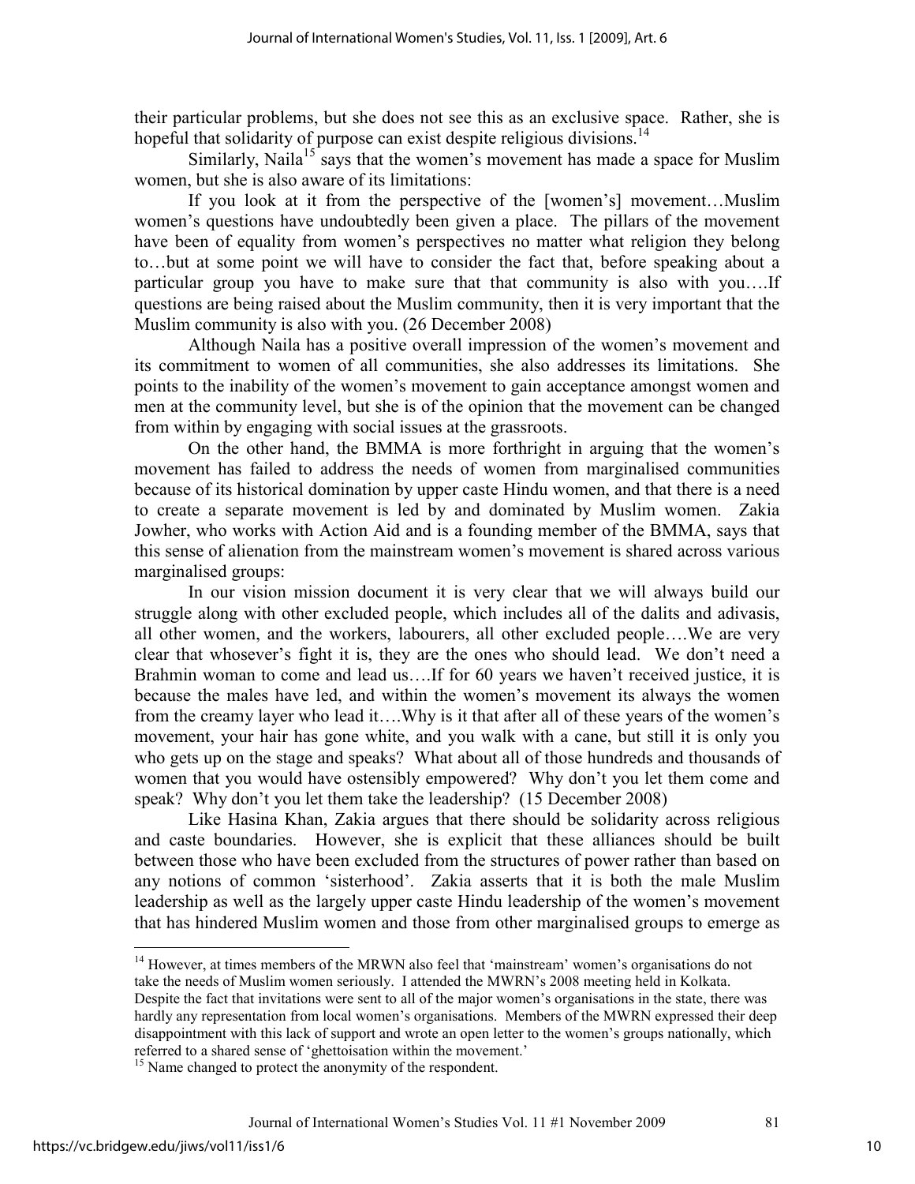their particular problems, but she does not see this as an exclusive space. Rather, she is hopeful that solidarity of purpose can exist despite religious divisions.[14]

Similarly, Naila[15] says that the women's movement has made a space for Muslim women, but she is also aware of its limitations:

> If you look at it from the perspective of the [women's] movement…Muslim women's questions have undoubtedly been given a place. The pillars of the movement have been of equality from women's perspectives no matter what religion they belong to…but at some point we will have to consider the fact that, before speaking about a particular group you have to make sure that that community is also with you….If questions are being raised about the Muslim community, then it is very important that the Muslim community is also with you. (26 December 2008)

Although Naila has a positive overall impression of the women's movement and its commitment to women of all communities, she also addresses its limitations. She points to the inability of the women's movement to gain acceptance amongst women and men at the community level, but she is of the opinion that the movement can be changed from within by engaging with social issues at the grassroots.

On the other hand, the BMMA is more forthright in arguing that the women's movement has failed to address the needs of women from marginalised communities because of its historical domination by upper caste Hindu women, and that there is a need to create a separate movement is led by and dominated by Muslim women. Zakia Jowher, who works with Action Aid and is a founding member of the BMMA, says that this sense of alienation from the mainstream women's movement is shared across various marginalised groups:

> In our vision mission document it is very clear that we will always build our struggle along with other excluded people, which includes all of the dalits and adivasis, all other women, and the workers, labourers, all other excluded people….We are very clear that whosever's fight it is, they are the ones who should lead. We don't need a Brahmin woman to come and lead us….If for 60 years we haven't received justice, it is because the males have led, and within the women's movement its always the women from the creamy layer who lead it….Why is it that after all of these years of the women's movement, your hair has gone white, and you walk with a cane, but still it is only you who gets up on the stage and speaks? What about all of those hundreds and thousands of women that you would have ostensibly empowered? Why don't you let them come and speak? Why don't you let them take the leadership? (15 December 2008)

Like Hasina Khan, Zakia argues that there should be solidarity across religious and caste boundaries. However, she is explicit that these alliances should be built between those who have been excluded from the structures of power rather than based on any notions of common 'sisterhood'. Zakia asserts that it is both the male Muslim leadership as well as the largely upper caste Hindu leadership of the women's movement that has hindered Muslim women and those from other marginalised groups to emerge as

---

[14] However, at times members of the MRWN also feel that 'mainstream' women's organisations do not take the needs of Muslim women seriously. I attended the MWRN's 2008 meeting held in Kolkata. Despite the fact that invitations were sent to all of the major women's organisations in the state, there was hardly any representation from local women's organisations. Members of the MWRN expressed their deep disappointment with this lack of support and wrote an open letter to the women's groups nationally, which referred to a shared sense of 'ghettoisation within the movement.'

[15] Name changed to protect the anonymity of the respondent.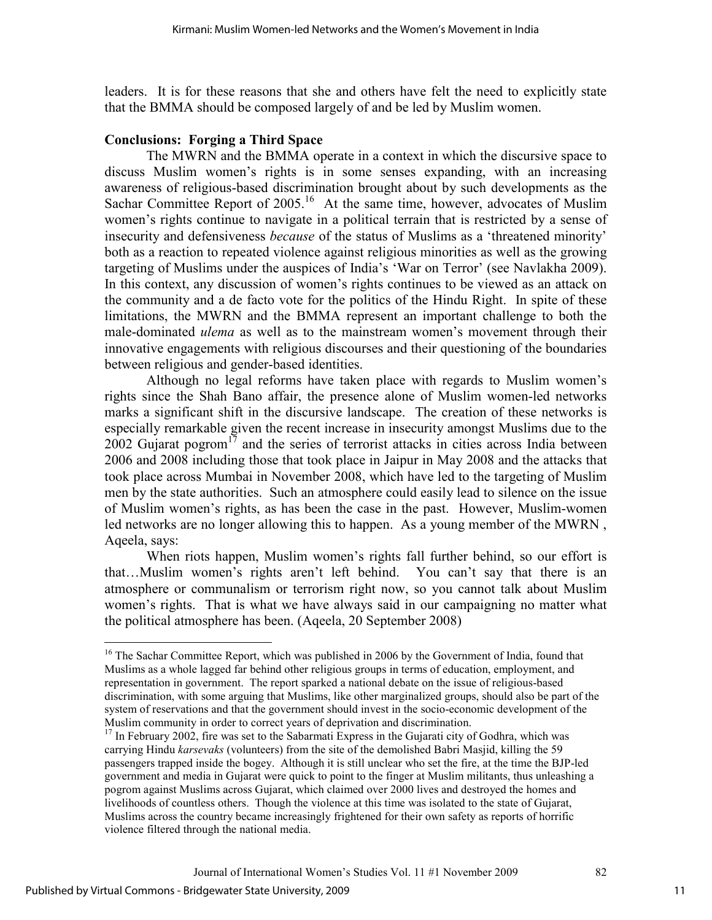leaders. It is for these reasons that she and others have felt the need to explicitly state that the BMMA should be composed largely of and be led by Muslim women.

**Conclusions: Forging a Third Space**

The MWRN and the BMMA operate in a context in which the discursive space to discuss Muslim women's rights is in some senses expanding, with an increasing awareness of religious-based discrimination brought about by such developments as the Sachar Committee Report of 2005.[16] At the same time, however, advocates of Muslim women's rights continue to navigate in a political terrain that is restricted by a sense of insecurity and defensiveness *because* of the status of Muslims as a 'threatened minority' both as a reaction to repeated violence against religious minorities as well as the growing targeting of Muslims under the auspices of India's 'War on Terror' (see Navlakha 2009). In this context, any discussion of women's rights continues to be viewed as an attack on the community and a de facto vote for the politics of the Hindu Right. In spite of these limitations, the MWRN and the BMMA represent an important challenge to both the male-dominated *ulema* as well as to the mainstream women's movement through their innovative engagements with religious discourses and their questioning of the boundaries between religious and gender-based identities.

Although no legal reforms have taken place with regards to Muslim women's rights since the Shah Bano affair, the presence alone of Muslim women-led networks marks a significant shift in the discursive landscape. The creation of these networks is especially remarkable given the recent increase in insecurity amongst Muslims due to the 2002 Gujarat pogrom[17] and the series of terrorist attacks in cities across India between 2006 and 2008 including those that took place in Jaipur in May 2008 and the attacks that took place across Mumbai in November 2008, which have led to the targeting of Muslim men by the state authorities. Such an atmosphere could easily lead to silence on the issue of Muslim women's rights, as has been the case in the past. However, Muslim-women led networks are no longer allowing this to happen. As a young member of the MWRN , Aqeela, says:

> When riots happen, Muslim women's rights fall further behind, so our effort is that…Muslim women's rights aren't left behind. You can't say that there is an atmosphere or communalism or terrorism right now, so you cannot talk about Muslim women's rights. That is what we have always said in our campaigning no matter what the political atmosphere has been. (Aqeela, 20 September 2008)

---

[16] The Sachar Committee Report, which was published in 2006 by the Government of India, found that Muslims as a whole lagged far behind other religious groups in terms of education, employment, and representation in government. The report sparked a national debate on the issue of religious-based discrimination, with some arguing that Muslims, like other marginalized groups, should also be part of the system of reservations and that the government should invest in the socio-economic development of the Muslim community in order to correct years of deprivation and discrimination.

[17] In February 2002, fire was set to the Sabarmati Express in the Gujarati city of Godhra, which was carrying Hindu *karsevaks* (volunteers) from the site of the demolished Babri Masjid, killing the 59 passengers trapped inside the bogey. Although it is still unclear who set the fire, at the time the BJP-led government and media in Gujarat were quick to point to the finger at Muslim militants, thus unleashing a pogrom against Muslims across Gujarat, which claimed over 2000 lives and destroyed the homes and livelihoods of countless others. Though the violence at this time was isolated to the state of Gujarat, Muslims across the country became increasingly frightened for their own safety as reports of horrific violence filtered through the national media.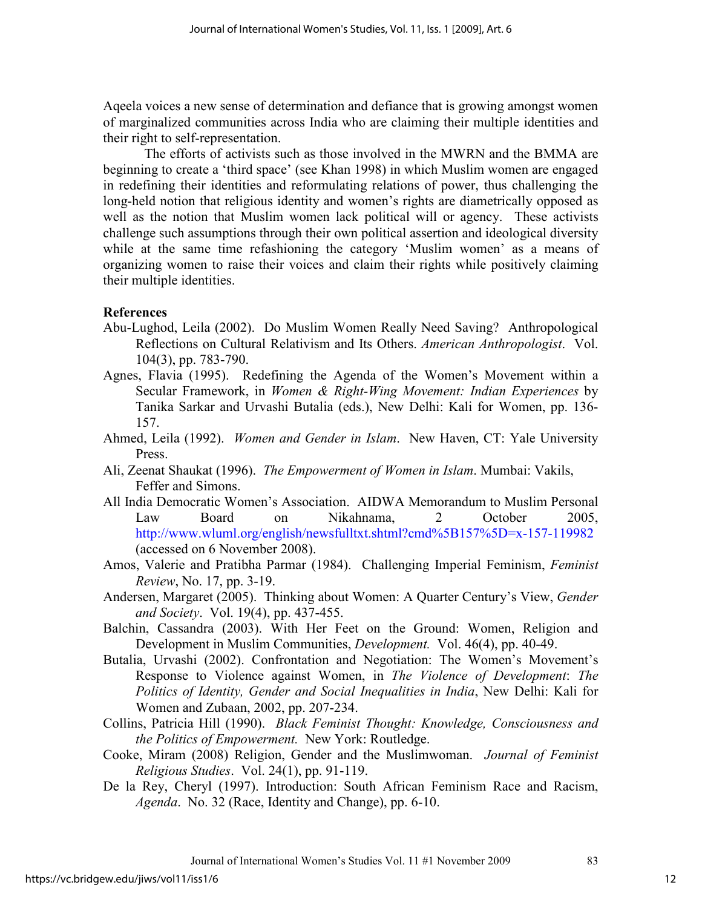Aqeela voices a new sense of determination and defiance that is growing amongst women of marginalized communities across India who are claiming their multiple identities and their right to self-representation.

The efforts of activists such as those involved in the MWRN and the BMMA are beginning to create a 'third space' (see Khan 1998) in which Muslim women are engaged in redefining their identities and reformulating relations of power, thus challenging the long-held notion that religious identity and women's rights are diametrically opposed as well as the notion that Muslim women lack political will or agency. These activists challenge such assumptions through their own political assertion and ideological diversity while at the same time refashioning the category 'Muslim women' as a means of organizing women to raise their voices and claim their rights while positively claiming their multiple identities.

**References**

Abu-Lughod, Leila (2002). Do Muslim Women Really Need Saving? Anthropological Reflections on Cultural Relativism and Its Others. *American Anthropologist*. Vol. 104(3), pp. 783-790.

Agnes, Flavia (1995). Redefining the Agenda of the Women's Movement within a Secular Framework, in *Women & Right-Wing Movement: Indian Experiences* by Tanika Sarkar and Urvashi Butalia (eds.), New Delhi: Kali for Women, pp. 136-157.

Ahmed, Leila (1992). *Women and Gender in Islam*. New Haven, CT: Yale University Press.

Ali, Zeenat Shaukat (1996). *The Empowerment of Women in Islam*. Mumbai: Vakils, Feffer and Simons.

All India Democratic Women's Association. AIDWA Memorandum to Muslim Personal Law Board on Nikahnama, 2 October 2005, http://www.wluml.org/english/newsfulltxt.shtml?cmd%5B157%5D=x-157-119982 (accessed on 6 November 2008).

Amos, Valerie and Pratibha Parmar (1984). Challenging Imperial Feminism, *Feminist Review*, No. 17, pp. 3-19.

Andersen, Margaret (2005). Thinking about Women: A Quarter Century's View, *Gender and Society*. Vol. 19(4), pp. 437-455.

Balchin, Cassandra (2003). With Her Feet on the Ground: Women, Religion and Development in Muslim Communities, *Development.* Vol. 46(4), pp. 40-49.

Butalia, Urvashi (2002). Confrontation and Negotiation: The Women's Movement's Response to Violence against Women, in *The Violence of Development*: *The Politics of Identity, Gender and Social Inequalities in India*, New Delhi: Kali for Women and Zubaan, 2002, pp. 207-234.

Collins, Patricia Hill (1990). *Black Feminist Thought: Knowledge, Consciousness and the Politics of Empowerment.* New York: Routledge.

Cooke, Miram (2008) Religion, Gender and the Muslimwoman. *Journal of Feminist Religious Studies*. Vol. 24(1), pp. 91-119.

De la Rey, Cheryl (1997). Introduction: South African Feminism Race and Racism, *Agenda*. No. 32 (Race, Identity and Change), pp. 6-10.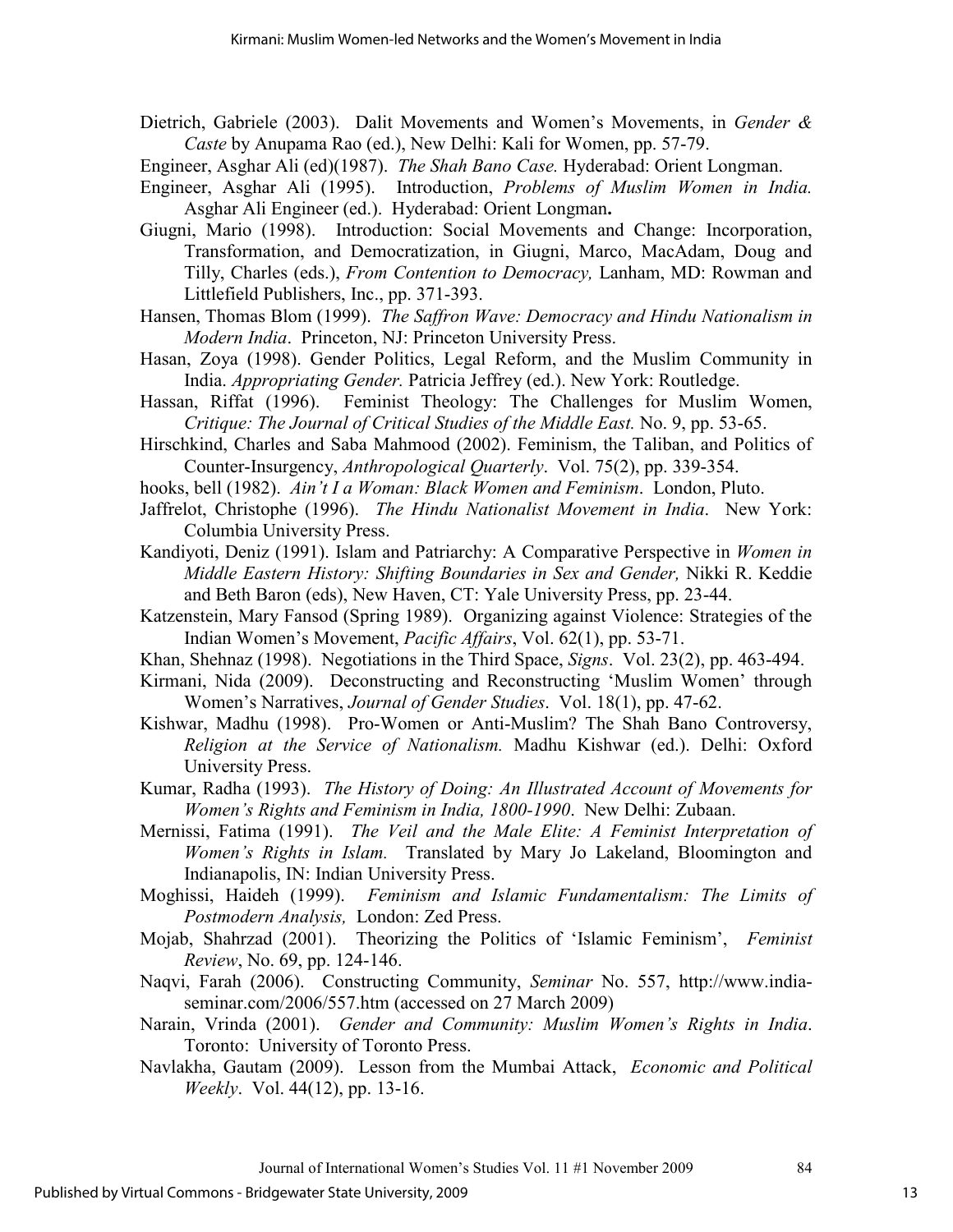Dietrich, Gabriele (2003). Dalit Movements and Women's Movements, in *Gender & Caste* by Anupama Rao (ed.), New Delhi: Kali for Women, pp. 57-79.

Engineer, Asghar Ali (ed)(1987). *The Shah Bano Case.* Hyderabad: Orient Longman.

Engineer, Asghar Ali (1995). Introduction, *Problems of Muslim Women in India.* Asghar Ali Engineer (ed.). Hyderabad: Orient Longman**.**

Giugni, Mario (1998). Introduction: Social Movements and Change: Incorporation, Transformation, and Democratization, in Giugni, Marco, MacAdam, Doug and Tilly, Charles (eds.), *From Contention to Democracy,* Lanham, MD: Rowman and Littlefield Publishers, Inc., pp. 371-393.

Hansen, Thomas Blom (1999). *The Saffron Wave: Democracy and Hindu Nationalism in Modern India*. Princeton, NJ: Princeton University Press.

Hasan, Zoya (1998). Gender Politics, Legal Reform, and the Muslim Community in India. *Appropriating Gender.* Patricia Jeffrey (ed.). New York: Routledge.

Hassan, Riffat (1996). Feminist Theology: The Challenges for Muslim Women, *Critique: The Journal of Critical Studies of the Middle East.* No. 9, pp. 53-65.

Hirschkind, Charles and Saba Mahmood (2002). Feminism, the Taliban, and Politics of Counter-Insurgency, *Anthropological Quarterly*. Vol. 75(2), pp. 339-354.

hooks, bell (1982). *Ain't I a Woman: Black Women and Feminism*. London, Pluto.

Jaffrelot, Christophe (1996). *The Hindu Nationalist Movement in India*. New York: Columbia University Press.

Kandiyoti, Deniz (1991). Islam and Patriarchy: A Comparative Perspective in *Women in Middle Eastern History: Shifting Boundaries in Sex and Gender,* Nikki R. Keddie and Beth Baron (eds), New Haven, CT: Yale University Press, pp. 23-44.

Katzenstein, Mary Fansod (Spring 1989). Organizing against Violence: Strategies of the Indian Women's Movement, *Pacific Affairs*, Vol. 62(1), pp. 53-71.

Khan, Shehnaz (1998). Negotiations in the Third Space, *Signs*. Vol. 23(2), pp. 463-494.

Kirmani, Nida (2009). Deconstructing and Reconstructing 'Muslim Women' through Women's Narratives, *Journal of Gender Studies*. Vol. 18(1), pp. 47-62.

Kishwar, Madhu (1998). Pro-Women or Anti-Muslim? The Shah Bano Controversy, *Religion at the Service of Nationalism.* Madhu Kishwar (ed.). Delhi: Oxford University Press.

Kumar, Radha (1993). *The History of Doing: An Illustrated Account of Movements for Women's Rights and Feminism in India, 1800-1990*. New Delhi: Zubaan.

Mernissi, Fatima (1991). *The Veil and the Male Elite: A Feminist Interpretation of Women's Rights in Islam.* Translated by Mary Jo Lakeland, Bloomington and Indianapolis, IN: Indian University Press.

Moghissi, Haideh (1999). *Feminism and Islamic Fundamentalism: The Limits of Postmodern Analysis,* London: Zed Press.

Mojab, Shahrzad (2001). Theorizing the Politics of 'Islamic Feminism', *Feminist Review*, No. 69, pp. 124-146.

Naqvi, Farah (2006). Constructing Community, *Seminar* No. 557, http://www.india-seminar.com/2006/557.htm (accessed on 27 March 2009)

Narain, Vrinda (2001). *Gender and Community: Muslim Women's Rights in India*. Toronto: University of Toronto Press.

Navlakha, Gautam (2009). Lesson from the Mumbai Attack, *Economic and Political Weekly*. Vol. 44(12), pp. 13-16.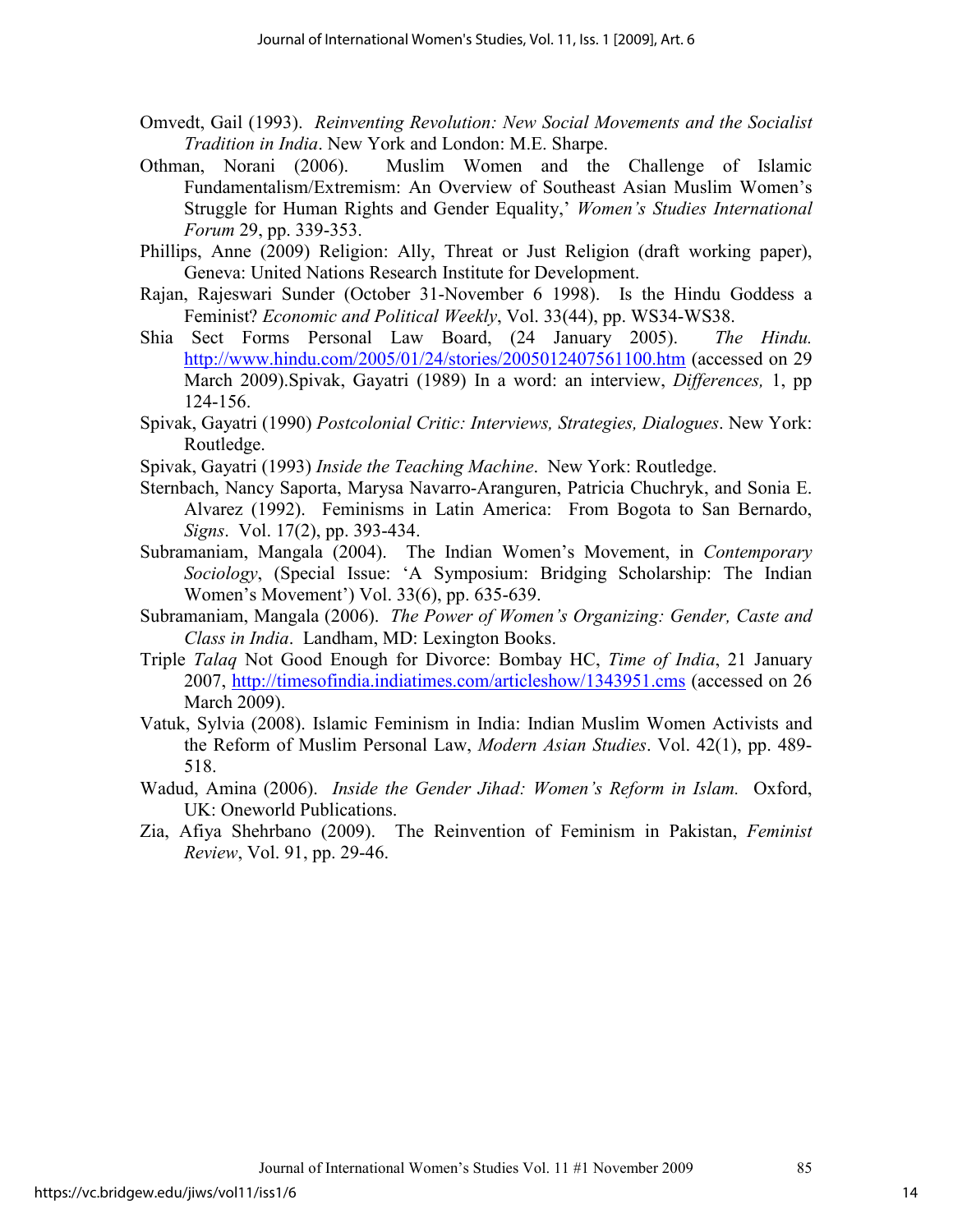Omvedt, Gail (1993). *Reinventing Revolution: New Social Movements and the Socialist Tradition in India*. New York and London: M.E. Sharpe.

Othman, Norani (2006). Muslim Women and the Challenge of Islamic Fundamentalism/Extremism: An Overview of Southeast Asian Muslim Women's Struggle for Human Rights and Gender Equality,' *Women's Studies International Forum* 29, pp. 339-353.

Phillips, Anne (2009) Religion: Ally, Threat or Just Religion (draft working paper), Geneva: United Nations Research Institute for Development.

Rajan, Rajeswari Sunder (October 31-November 6 1998). Is the Hindu Goddess a Feminist? *Economic and Political Weekly*, Vol. 33(44), pp. WS34-WS38.

Shia Sect Forms Personal Law Board, (24 January 2005). *The Hindu.* http://www.hindu.com/2005/01/24/stories/2005012407561100.htm (accessed on 29 March 2009).Spivak, Gayatri (1989) In a word: an interview, *Differences,* 1, pp 124-156.

Spivak, Gayatri (1990) *Postcolonial Critic: Interviews, Strategies, Dialogues*. New York: Routledge.

Spivak, Gayatri (1993) *Inside the Teaching Machine*. New York: Routledge.

Sternbach, Nancy Saporta, Marysa Navarro-Aranguren, Patricia Chuchryk, and Sonia E. Alvarez (1992). Feminisms in Latin America: From Bogota to San Bernardo, *Signs*. Vol. 17(2), pp. 393-434.

Subramaniam, Mangala (2004). The Indian Women's Movement, in *Contemporary Sociology*, (Special Issue: 'A Symposium: Bridging Scholarship: The Indian Women's Movement') Vol. 33(6), pp. 635-639.

Subramaniam, Mangala (2006). *The Power of Women's Organizing: Gender, Caste and Class in India*. Landham, MD: Lexington Books.

Triple *Talaq* Not Good Enough for Divorce: Bombay HC, *Time of India*, 21 January 2007, http://timesofindia.indiatimes.com/articleshow/1343951.cms (accessed on 26 March 2009).

Vatuk, Sylvia (2008). Islamic Feminism in India: Indian Muslim Women Activists and the Reform of Muslim Personal Law, *Modern Asian Studies*. Vol. 42(1), pp. 489-518.

Wadud, Amina (2006). *Inside the Gender Jihad: Women's Reform in Islam.* Oxford, UK: Oneworld Publications.

Zia, Afiya Shehrbano (2009). The Reinvention of Feminism in Pakistan, *Feminist Review*, Vol. 91, pp. 29-46.